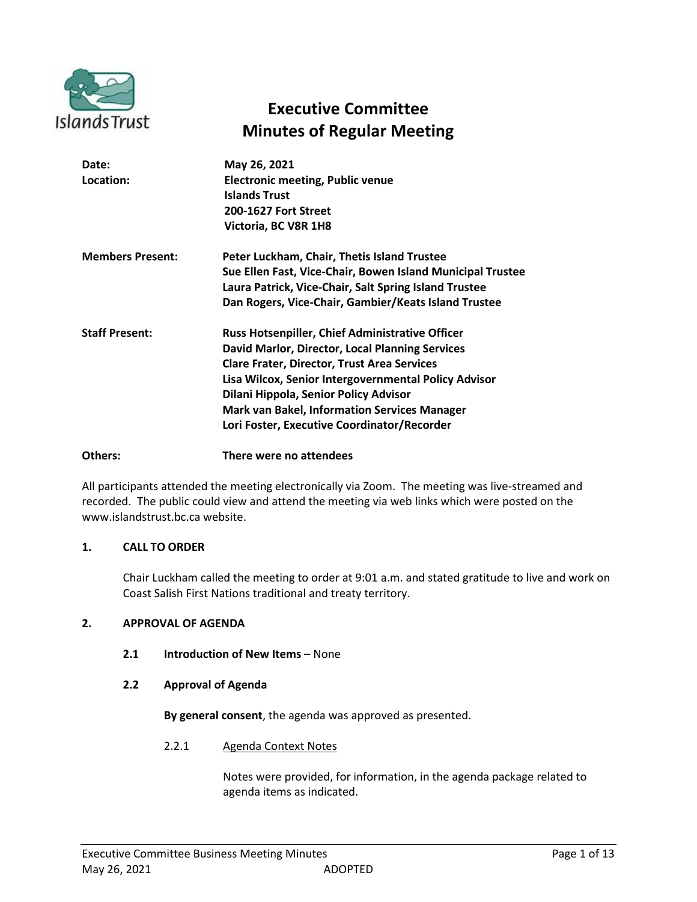# Executive Committee
# Minutes of Regular Meeting

| | |
|---|---|
| **Date:** | **May 26, 2021** |
| **Location:** | **Electronic meeting, Public venue**<br>**Islands Trust**<br>**200-1627 Fort Street**<br>**Victoria, BC V8R 1H8** |
| **Members Present:** | **Peter Luckham, Chair, Thetis Island Trustee**<br>**Sue Ellen Fast, Vice-Chair, Bowen Island Municipal Trustee**<br>**Laura Patrick, Vice-Chair, Salt Spring Island Trustee**<br>**Dan Rogers, Vice-Chair, Gambier/Keats Island Trustee** |
| **Staff Present:** | **Russ Hotsenpiller, Chief Administrative Officer**<br>**David Marlor, Director, Local Planning Services**<br>**Clare Frater, Director, Trust Area Services**<br>**Lisa Wilcox, Senior Intergovernmental Policy Advisor**<br>**Dilani Hippola, Senior Policy Advisor**<br>**Mark van Bakel, Information Services Manager**<br>**Lori Foster, Executive Coordinator/Recorder** |
| **Others:** | **There were no attendees** |

All participants attended the meeting electronically via Zoom. The meeting was live-streamed and recorded. The public could view and attend the meeting via web links which were posted on the www.islandstrust.bc.ca website.

## 1. CALL TO ORDER

Chair Luckham called the meeting to order at 9:01 a.m. and stated gratitude to live and work on Coast Salish First Nations traditional and treaty territory.

## 2. APPROVAL OF AGENDA

### 2.1 Introduction of New Items – None

### 2.2 Approval of Agenda

**By general consent**, the agenda was approved as presented.

#### 2.2.1 Agenda Context Notes

Notes were provided, for information, in the agenda package related to agenda items as indicated.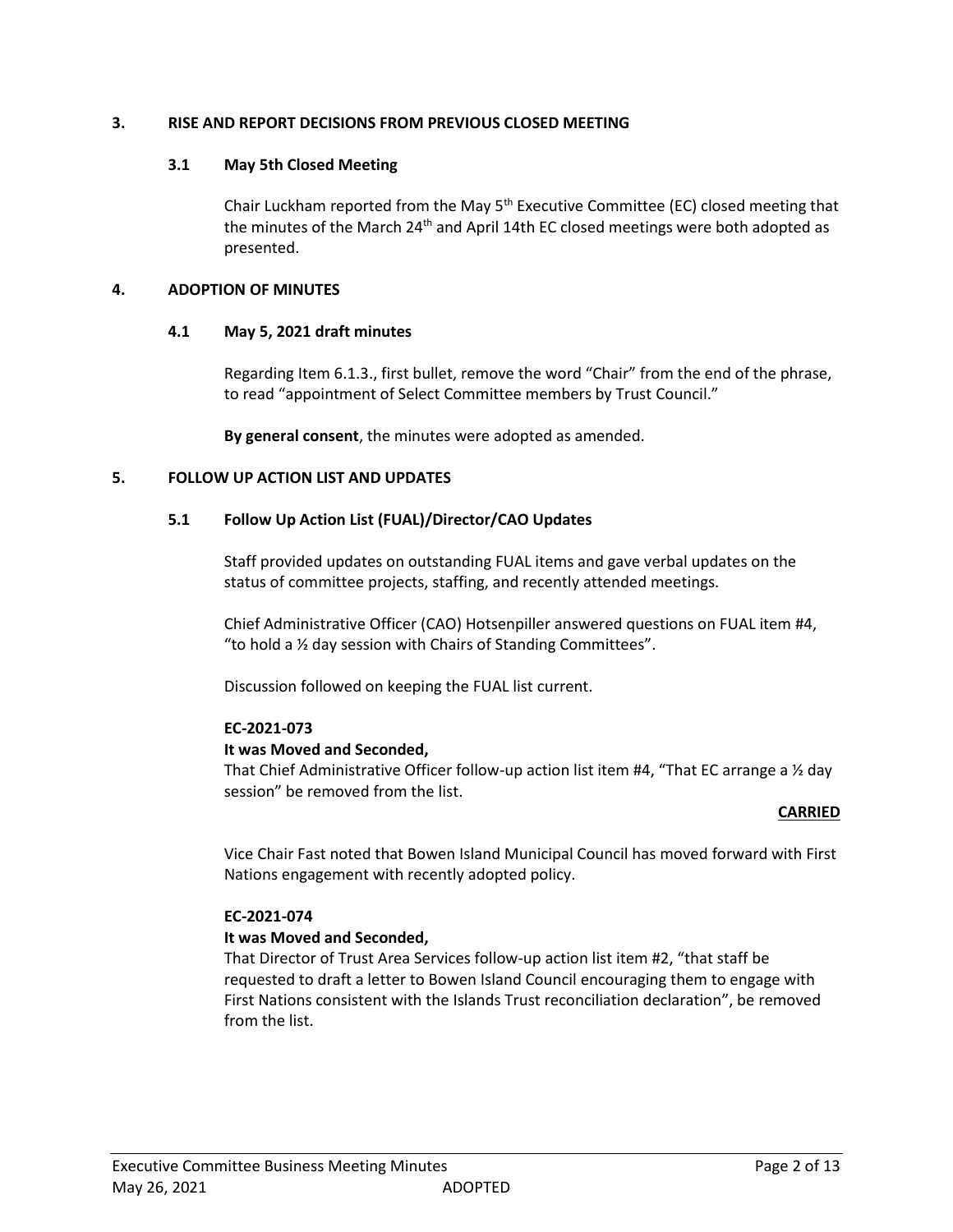## 3. RISE AND REPORT DECISIONS FROM PREVIOUS CLOSED MEETING

### 3.1 May 5th Closed Meeting

Chair Luckham reported from the May 5th Executive Committee (EC) closed meeting that the minutes of the March 24th and April 14th EC closed meetings were both adopted as presented.

## 4. ADOPTION OF MINUTES

### 4.1 May 5, 2021 draft minutes

Regarding Item 6.1.3., first bullet, remove the word "Chair" from the end of the phrase, to read "appointment of Select Committee members by Trust Council."

**By general consent**, the minutes were adopted as amended.

## 5. FOLLOW UP ACTION LIST AND UPDATES

### 5.1 Follow Up Action List (FUAL)/Director/CAO Updates

Staff provided updates on outstanding FUAL items and gave verbal updates on the status of committee projects, staffing, and recently attended meetings.

Chief Administrative Officer (CAO) Hotsenpiller answered questions on FUAL item #4, "to hold a ½ day session with Chairs of Standing Committees".

Discussion followed on keeping the FUAL list current.

**EC-2021-073**
**It was Moved and Seconded,**
That Chief Administrative Officer follow-up action list item #4, "That EC arrange a ½ day session" be removed from the list.

**CARRIED**

Vice Chair Fast noted that Bowen Island Municipal Council has moved forward with First Nations engagement with recently adopted policy.

**EC-2021-074**
**It was Moved and Seconded,**
That Director of Trust Area Services follow-up action list item #2, "that staff be requested to draft a letter to Bowen Island Council encouraging them to engage with First Nations consistent with the Islands Trust reconciliation declaration", be removed from the list.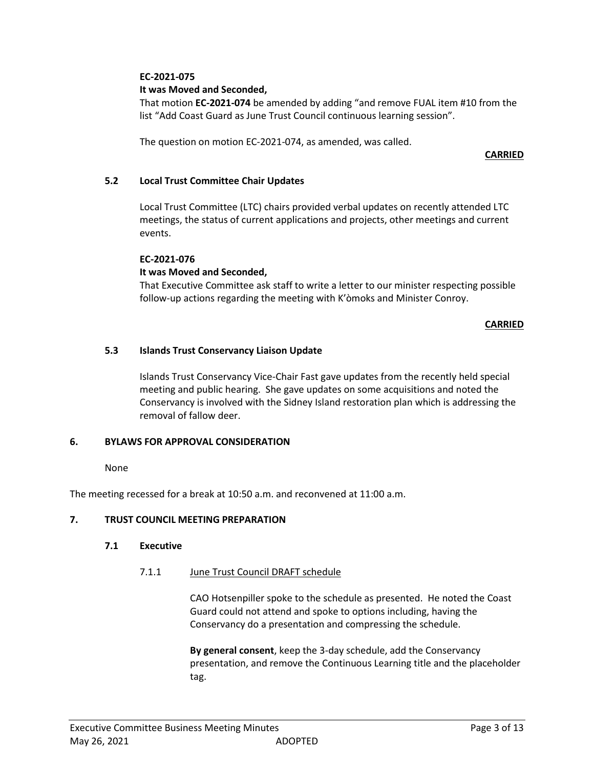**EC-2021-075**

**It was Moved and Seconded,**

That motion **EC-2021-074** be amended by adding "and remove FUAL item #10 from the list "Add Coast Guard as June Trust Council continuous learning session".

The question on motion EC-2021-074, as amended, was called.

**CARRIED**

### 5.2 Local Trust Committee Chair Updates

Local Trust Committee (LTC) chairs provided verbal updates on recently attended LTC meetings, the status of current applications and projects, other meetings and current events.

**EC-2021-076**

**It was Moved and Seconded,**

That Executive Committee ask staff to write a letter to our minister respecting possible follow-up actions regarding the meeting with K'òmoks and Minister Conroy.

**CARRIED**

### 5.3 Islands Trust Conservancy Liaison Update

Islands Trust Conservancy Vice-Chair Fast gave updates from the recently held special meeting and public hearing. She gave updates on some acquisitions and noted the Conservancy is involved with the Sidney Island restoration plan which is addressing the removal of fallow deer.

## 6. BYLAWS FOR APPROVAL CONSIDERATION

None

The meeting recessed for a break at 10:50 a.m. and reconvened at 11:00 a.m.

## 7. TRUST COUNCIL MEETING PREPARATION

### 7.1 Executive

#### 7.1.1 June Trust Council DRAFT schedule

CAO Hotsenpiller spoke to the schedule as presented. He noted the Coast Guard could not attend and spoke to options including, having the Conservancy do a presentation and compressing the schedule.

**By general consent**, keep the 3-day schedule, add the Conservancy presentation, and remove the Continuous Learning title and the placeholder tag.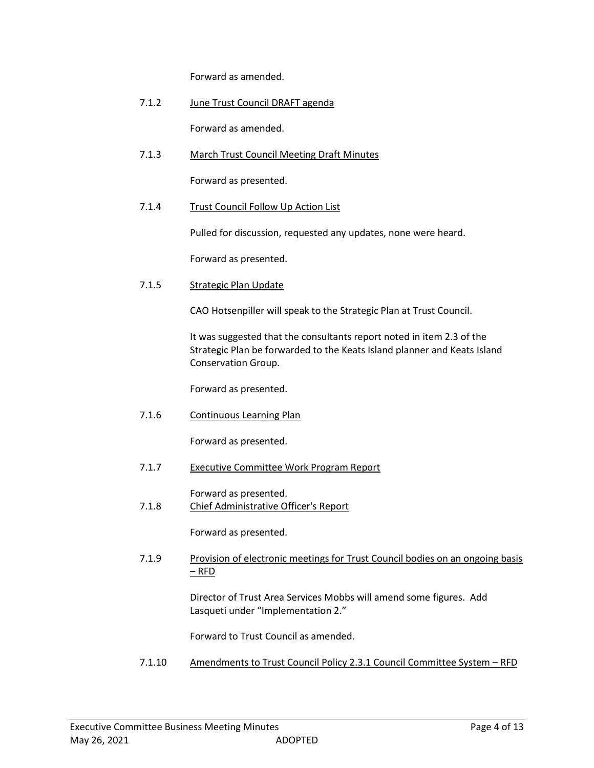Forward as amended.

7.1.2 June Trust Council DRAFT agenda

Forward as amended.

7.1.3 March Trust Council Meeting Draft Minutes

Forward as presented.

7.1.4 Trust Council Follow Up Action List

Pulled for discussion, requested any updates, none were heard.

Forward as presented.

7.1.5 Strategic Plan Update

CAO Hotsenpiller will speak to the Strategic Plan at Trust Council.

It was suggested that the consultants report noted in item 2.3 of the Strategic Plan be forwarded to the Keats Island planner and Keats Island Conservation Group.

Forward as presented.

7.1.6 Continuous Learning Plan

Forward as presented.

7.1.7 Executive Committee Work Program Report

Forward as presented.

7.1.8 Chief Administrative Officer's Report

Forward as presented.

7.1.9 Provision of electronic meetings for Trust Council bodies on an ongoing basis – RFD

Director of Trust Area Services Mobbs will amend some figures. Add Lasqueti under "Implementation 2."

Forward to Trust Council as amended.

7.1.10 Amendments to Trust Council Policy 2.3.1 Council Committee System – RFD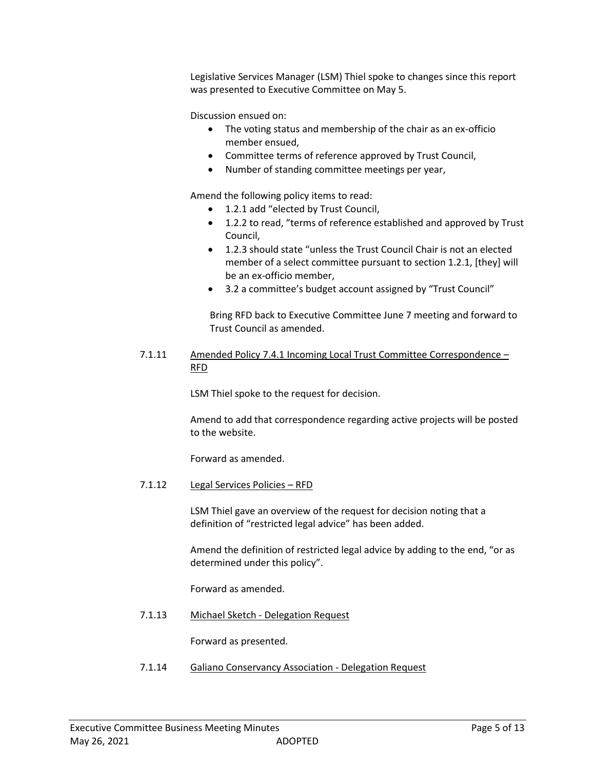Legislative Services Manager (LSM) Thiel spoke to changes since this report was presented to Executive Committee on May 5.

Discussion ensued on:

- The voting status and membership of the chair as an ex-officio member ensued,
- Committee terms of reference approved by Trust Council,
- Number of standing committee meetings per year,

Amend the following policy items to read:

- 1.2.1 add "elected by Trust Council,
- 1.2.2 to read, "terms of reference established and approved by Trust Council,
- 1.2.3 should state "unless the Trust Council Chair is not an elected member of a select committee pursuant to section 1.2.1, [they] will be an ex-officio member,
- 3.2 a committee's budget account assigned by "Trust Council"

Bring RFD back to Executive Committee June 7 meeting and forward to Trust Council as amended.

7.1.11 Amended Policy 7.4.1 Incoming Local Trust Committee Correspondence – RFD

LSM Thiel spoke to the request for decision.

Amend to add that correspondence regarding active projects will be posted to the website.

Forward as amended.

7.1.12 Legal Services Policies – RFD

LSM Thiel gave an overview of the request for decision noting that a definition of "restricted legal advice" has been added.

Amend the definition of restricted legal advice by adding to the end, "or as determined under this policy".

Forward as amended.

7.1.13 Michael Sketch - Delegation Request

Forward as presented.

7.1.14 Galiano Conservancy Association - Delegation Request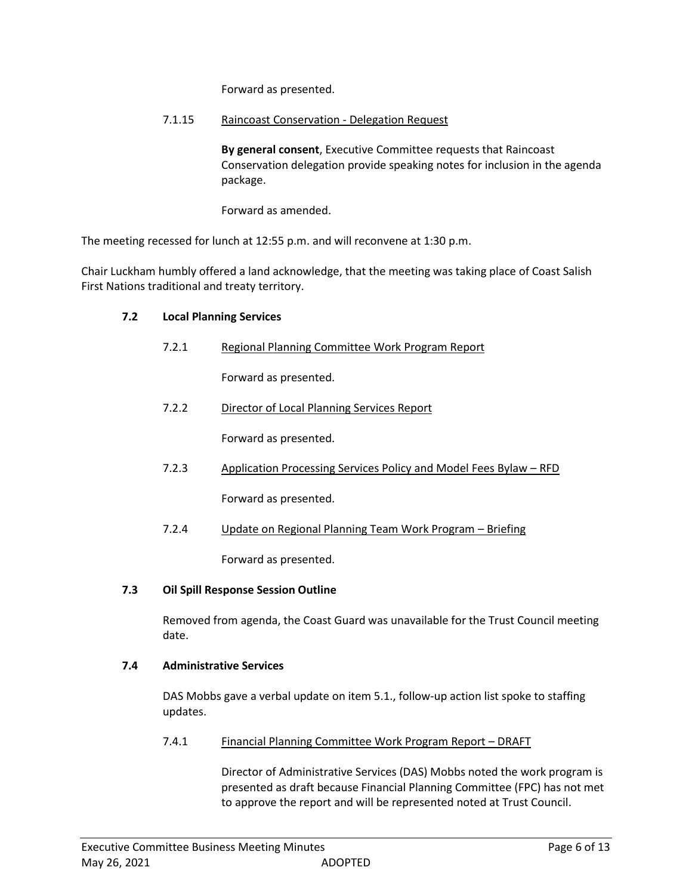Forward as presented.

7.1.15 Raincoast Conservation - Delegation Request

**By general consent**, Executive Committee requests that Raincoast Conservation delegation provide speaking notes for inclusion in the agenda package.

Forward as amended.

The meeting recessed for lunch at 12:55 p.m. and will reconvene at 1:30 p.m.

Chair Luckham humbly offered a land acknowledge, that the meeting was taking place of Coast Salish First Nations traditional and treaty territory.

### 7.2 Local Planning Services

7.2.1 Regional Planning Committee Work Program Report

Forward as presented.

7.2.2 Director of Local Planning Services Report

Forward as presented.

7.2.3 Application Processing Services Policy and Model Fees Bylaw – RFD

Forward as presented.

7.2.4 Update on Regional Planning Team Work Program – Briefing

Forward as presented.

### 7.3 Oil Spill Response Session Outline

Removed from agenda, the Coast Guard was unavailable for the Trust Council meeting date.

### 7.4 Administrative Services

DAS Mobbs gave a verbal update on item 5.1., follow-up action list spoke to staffing updates.

7.4.1 Financial Planning Committee Work Program Report – DRAFT

Director of Administrative Services (DAS) Mobbs noted the work program is presented as draft because Financial Planning Committee (FPC) has not met to approve the report and will be represented noted at Trust Council.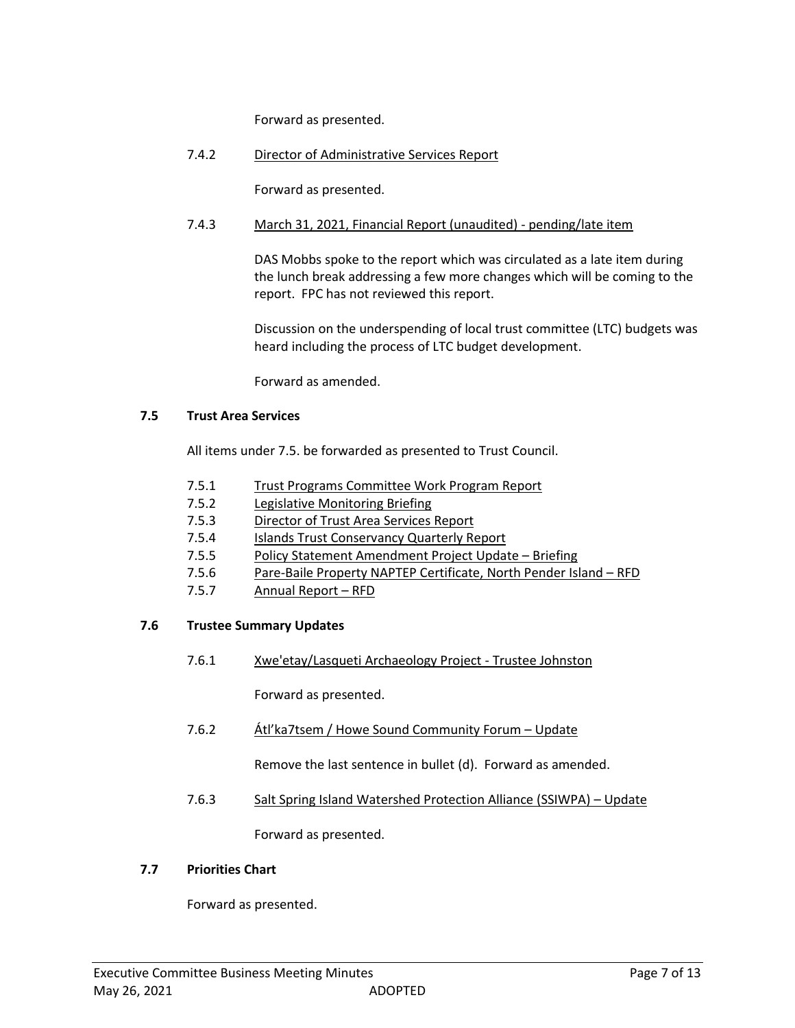Forward as presented.

7.4.2 Director of Administrative Services Report

Forward as presented.

7.4.3 March 31, 2021, Financial Report (unaudited) - pending/late item

DAS Mobbs spoke to the report which was circulated as a late item during the lunch break addressing a few more changes which will be coming to the report. FPC has not reviewed this report.

Discussion on the underspending of local trust committee (LTC) budgets was heard including the process of LTC budget development.

Forward as amended.

### 7.5 Trust Area Services

All items under 7.5. be forwarded as presented to Trust Council.

7.5.1 Trust Programs Committee Work Program Report
7.5.2 Legislative Monitoring Briefing
7.5.3 Director of Trust Area Services Report
7.5.4 Islands Trust Conservancy Quarterly Report
7.5.5 Policy Statement Amendment Project Update – Briefing
7.5.6 Pare-Baile Property NAPTEP Certificate, North Pender Island – RFD
7.5.7 Annual Report – RFD

### 7.6 Trustee Summary Updates

7.6.1 Xwe'etay/Lasqueti Archaeology Project - Trustee Johnston

Forward as presented.

7.6.2 Átl'ka7tsem / Howe Sound Community Forum – Update

Remove the last sentence in bullet (d). Forward as amended.

7.6.3 Salt Spring Island Watershed Protection Alliance (SSIWPA) – Update

Forward as presented.

### 7.7 Priorities Chart

Forward as presented.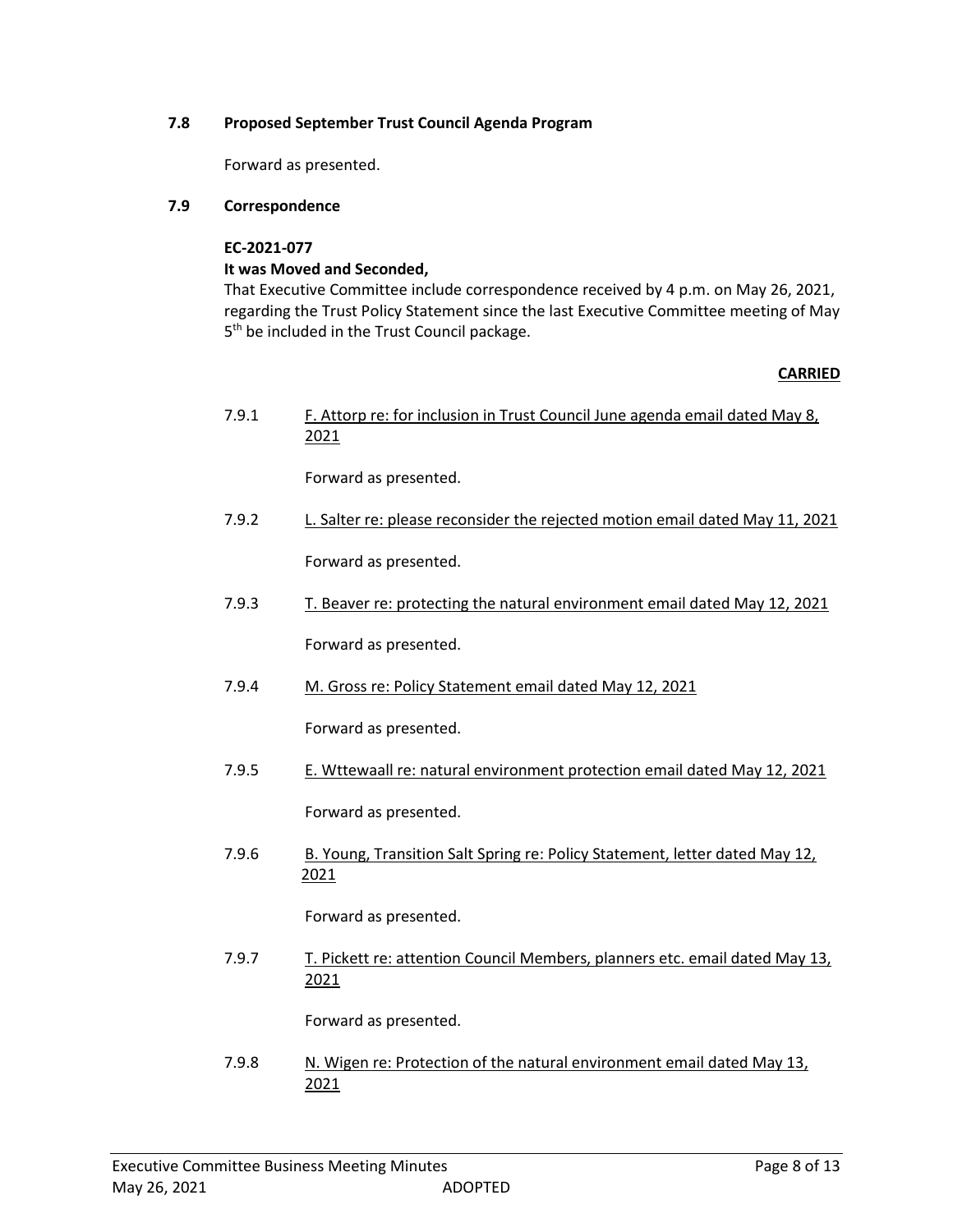### 7.8 Proposed September Trust Council Agenda Program

Forward as presented.

### 7.9 Correspondence

**EC-2021-077**

**It was Moved and Seconded,**

That Executive Committee include correspondence received by 4 p.m. on May 26, 2021, regarding the Trust Policy Statement since the last Executive Committee meeting of May 5th be included in the Trust Council package.

**CARRIED**

7.9.1 F. Attorp re: for inclusion in Trust Council June agenda email dated May 8, 2021

Forward as presented.

7.9.2 L. Salter re: please reconsider the rejected motion email dated May 11, 2021

Forward as presented.

7.9.3 T. Beaver re: protecting the natural environment email dated May 12, 2021

Forward as presented.

7.9.4 M. Gross re: Policy Statement email dated May 12, 2021

Forward as presented.

7.9.5 E. Wttewaall re: natural environment protection email dated May 12, 2021

Forward as presented.

7.9.6 B. Young, Transition Salt Spring re: Policy Statement, letter dated May 12, 2021

Forward as presented.

7.9.7 T. Pickett re: attention Council Members, planners etc. email dated May 13, 2021

Forward as presented.

7.9.8 N. Wigen re: Protection of the natural environment email dated May 13, 2021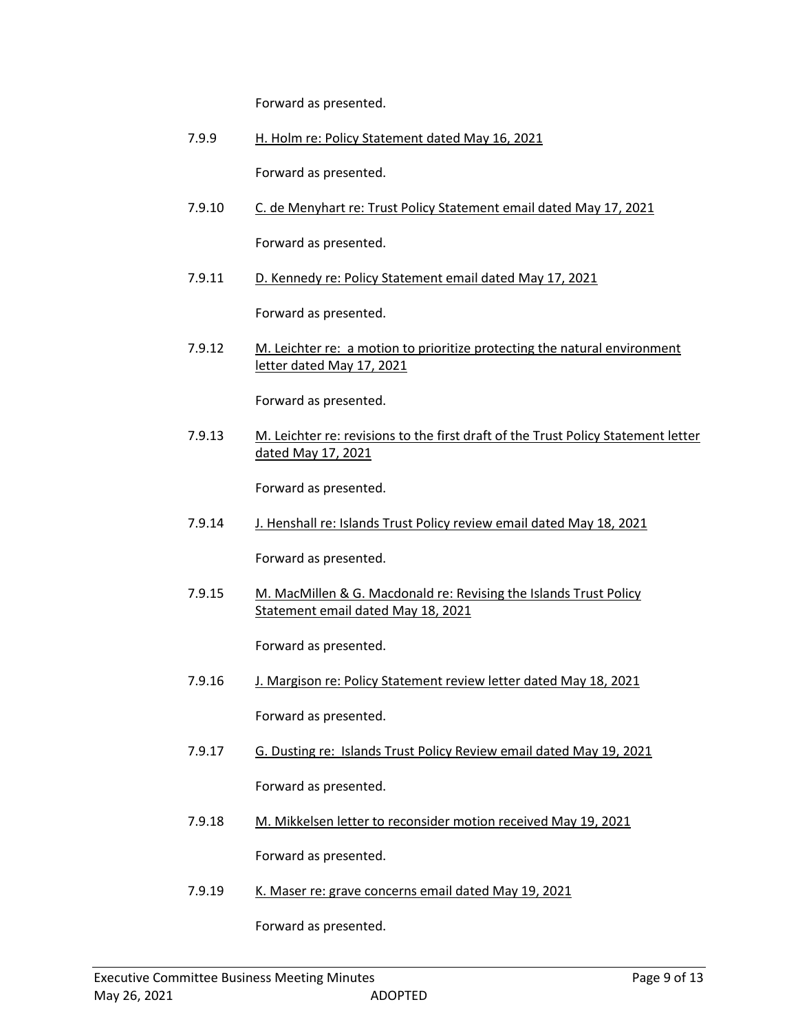Forward as presented.

7.9.9 H. Holm re: Policy Statement dated May 16, 2021

Forward as presented.

7.9.10 C. de Menyhart re: Trust Policy Statement email dated May 17, 2021

Forward as presented.

7.9.11 D. Kennedy re: Policy Statement email dated May 17, 2021

Forward as presented.

7.9.12 M. Leichter re: a motion to prioritize protecting the natural environment letter dated May 17, 2021

Forward as presented.

7.9.13 M. Leichter re: revisions to the first draft of the Trust Policy Statement letter dated May 17, 2021

Forward as presented.

7.9.14 J. Henshall re: Islands Trust Policy review email dated May 18, 2021

Forward as presented.

7.9.15 M. MacMillen & G. Macdonald re: Revising the Islands Trust Policy Statement email dated May 18, 2021

Forward as presented.

7.9.16 J. Margison re: Policy Statement review letter dated May 18, 2021

Forward as presented.

7.9.17 G. Dusting re: Islands Trust Policy Review email dated May 19, 2021

Forward as presented.

7.9.18 M. Mikkelsen letter to reconsider motion received May 19, 2021

Forward as presented.

7.9.19 K. Maser re: grave concerns email dated May 19, 2021

Forward as presented.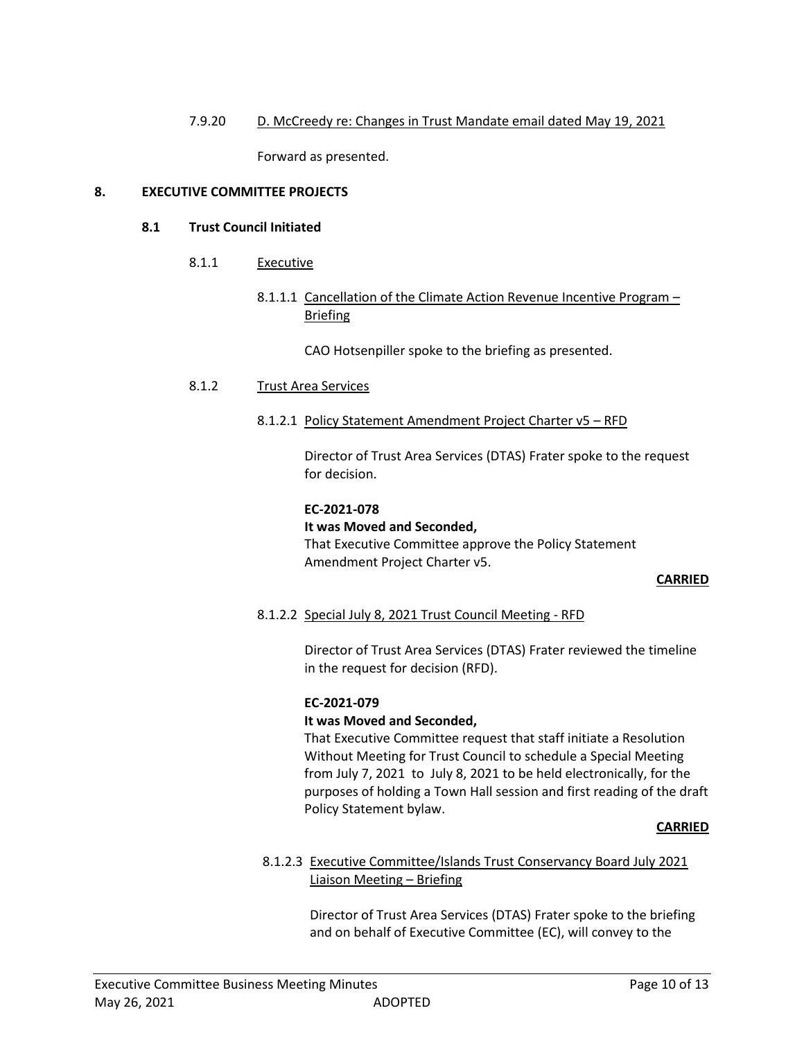7.9.20 D. McCreedy re: Changes in Trust Mandate email dated May 19, 2021

Forward as presented.

## 8. EXECUTIVE COMMITTEE PROJECTS

### 8.1 Trust Council Initiated

8.1.1 Executive

8.1.1.1 Cancellation of the Climate Action Revenue Incentive Program – Briefing

CAO Hotsenpiller spoke to the briefing as presented.

8.1.2 Trust Area Services

8.1.2.1 Policy Statement Amendment Project Charter v5 – RFD

Director of Trust Area Services (DTAS) Frater spoke to the request for decision.

**EC-2021-078**
**It was Moved and Seconded,**
That Executive Committee approve the Policy Statement Amendment Project Charter v5.

**CARRIED**

8.1.2.2 Special July 8, 2021 Trust Council Meeting - RFD

Director of Trust Area Services (DTAS) Frater reviewed the timeline in the request for decision (RFD).

**EC-2021-079**
**It was Moved and Seconded,**
That Executive Committee request that staff initiate a Resolution Without Meeting for Trust Council to schedule a Special Meeting from July 7, 2021 to July 8, 2021 to be held electronically, for the purposes of holding a Town Hall session and first reading of the draft Policy Statement bylaw.

**CARRIED**

8.1.2.3 Executive Committee/Islands Trust Conservancy Board July 2021 Liaison Meeting – Briefing

Director of Trust Area Services (DTAS) Frater spoke to the briefing and on behalf of Executive Committee (EC), will convey to the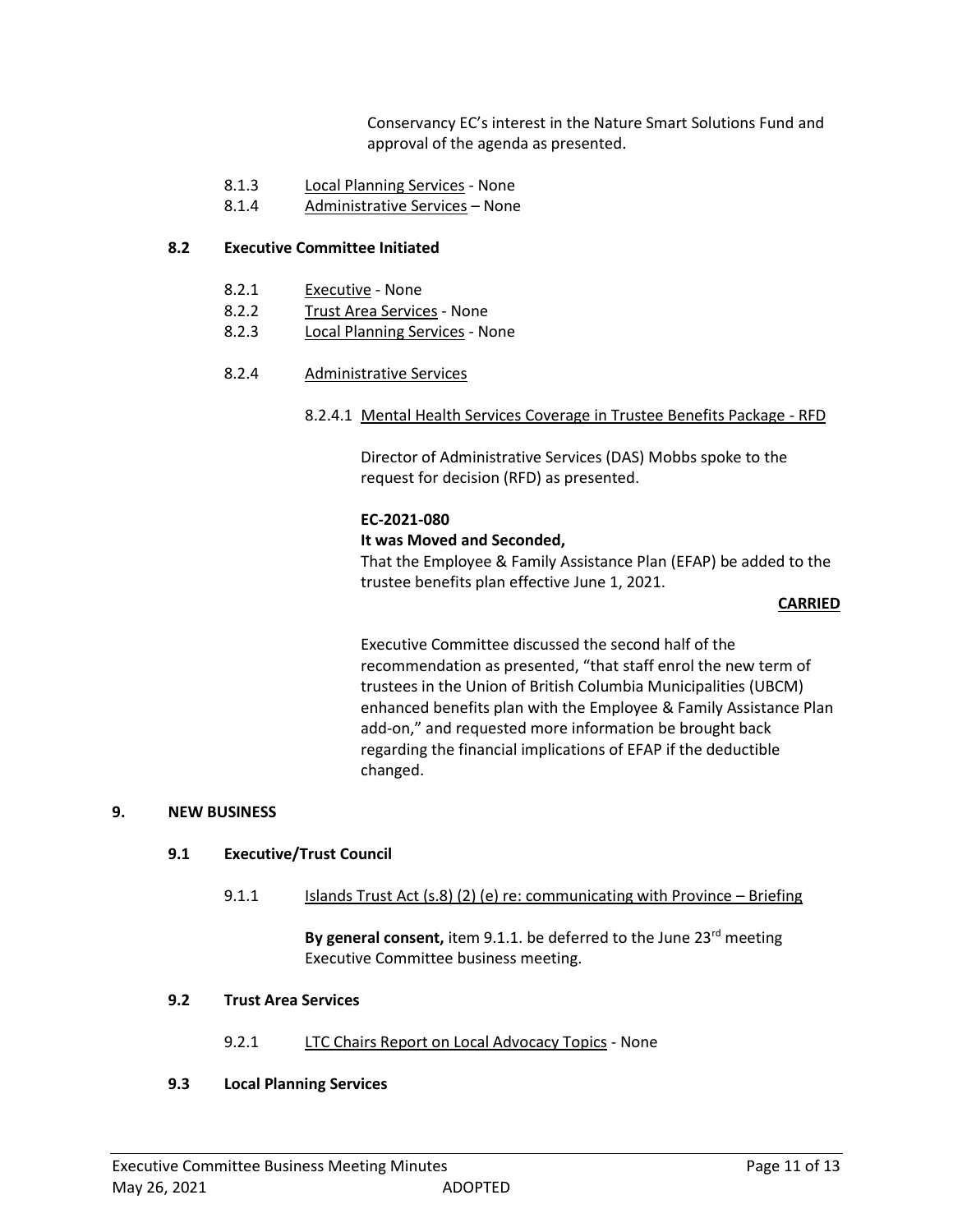Conservancy EC's interest in the Nature Smart Solutions Fund and approval of the agenda as presented.

8.1.3 Local Planning Services - None

8.1.4 Administrative Services – None

### 8.2 Executive Committee Initiated

8.2.1 Executive - None

8.2.2 Trust Area Services - None

8.2.3 Local Planning Services - None

8.2.4 Administrative Services

8.2.4.1 Mental Health Services Coverage in Trustee Benefits Package - RFD

Director of Administrative Services (DAS) Mobbs spoke to the request for decision (RFD) as presented.

**EC-2021-080**

**It was Moved and Seconded,**

That the Employee & Family Assistance Plan (EFAP) be added to the trustee benefits plan effective June 1, 2021.

**CARRIED**

Executive Committee discussed the second half of the recommendation as presented, "that staff enrol the new term of trustees in the Union of British Columbia Municipalities (UBCM) enhanced benefits plan with the Employee & Family Assistance Plan add-on," and requested more information be brought back regarding the financial implications of EFAP if the deductible changed.

## 9. NEW BUSINESS

### 9.1 Executive/Trust Council

9.1.1 Islands Trust Act (s.8) (2) (e) re: communicating with Province – Briefing

**By general consent,** item 9.1.1. be deferred to the June 23rd meeting Executive Committee business meeting.

### 9.2 Trust Area Services

9.2.1 LTC Chairs Report on Local Advocacy Topics - None

### 9.3 Local Planning Services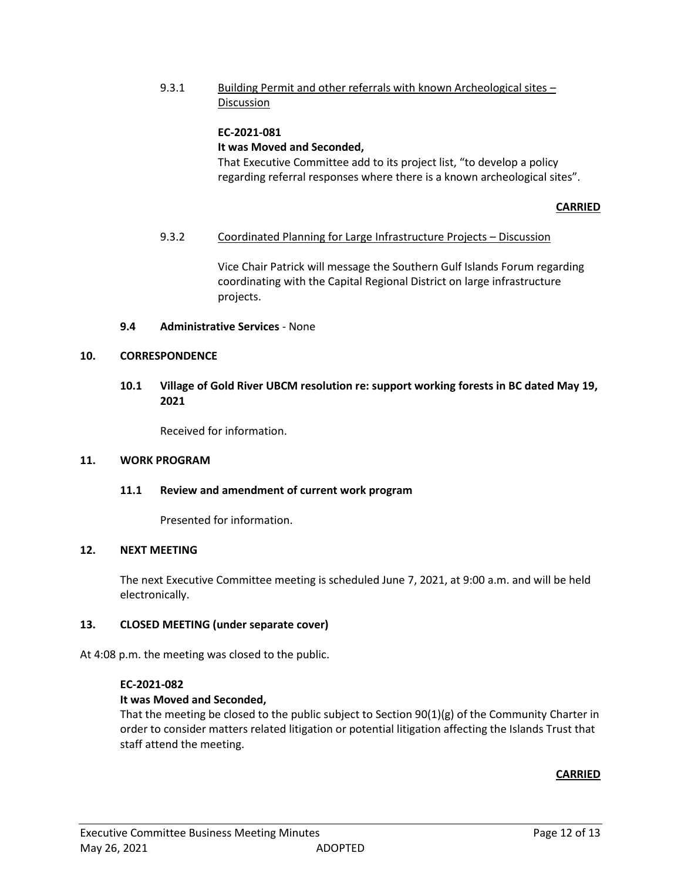9.3.1 Building Permit and other referrals with known Archeological sites – Discussion

**EC-2021-081**
**It was Moved and Seconded,**
That Executive Committee add to its project list, “to develop a policy regarding referral responses where there is a known archeological sites”.

**CARRIED**

9.3.2 Coordinated Planning for Large Infrastructure Projects – Discussion

Vice Chair Patrick will message the Southern Gulf Islands Forum regarding coordinating with the Capital Regional District on large infrastructure projects.

**9.4 Administrative Services** - None

## 10. CORRESPONDENCE

### 10.1 Village of Gold River UBCM resolution re: support working forests in BC dated May 19, 2021

Received for information.

## 11. WORK PROGRAM

### 11.1 Review and amendment of current work program

Presented for information.

## 12. NEXT MEETING

The next Executive Committee meeting is scheduled June 7, 2021, at 9:00 a.m. and will be held electronically.

## 13. CLOSED MEETING (under separate cover)

At 4:08 p.m. the meeting was closed to the public.

**EC-2021-082**
**It was Moved and Seconded,**
That the meeting be closed to the public subject to Section 90(1)(g) of the Community Charter in order to consider matters related litigation or potential litigation affecting the Islands Trust that staff attend the meeting.

**CARRIED**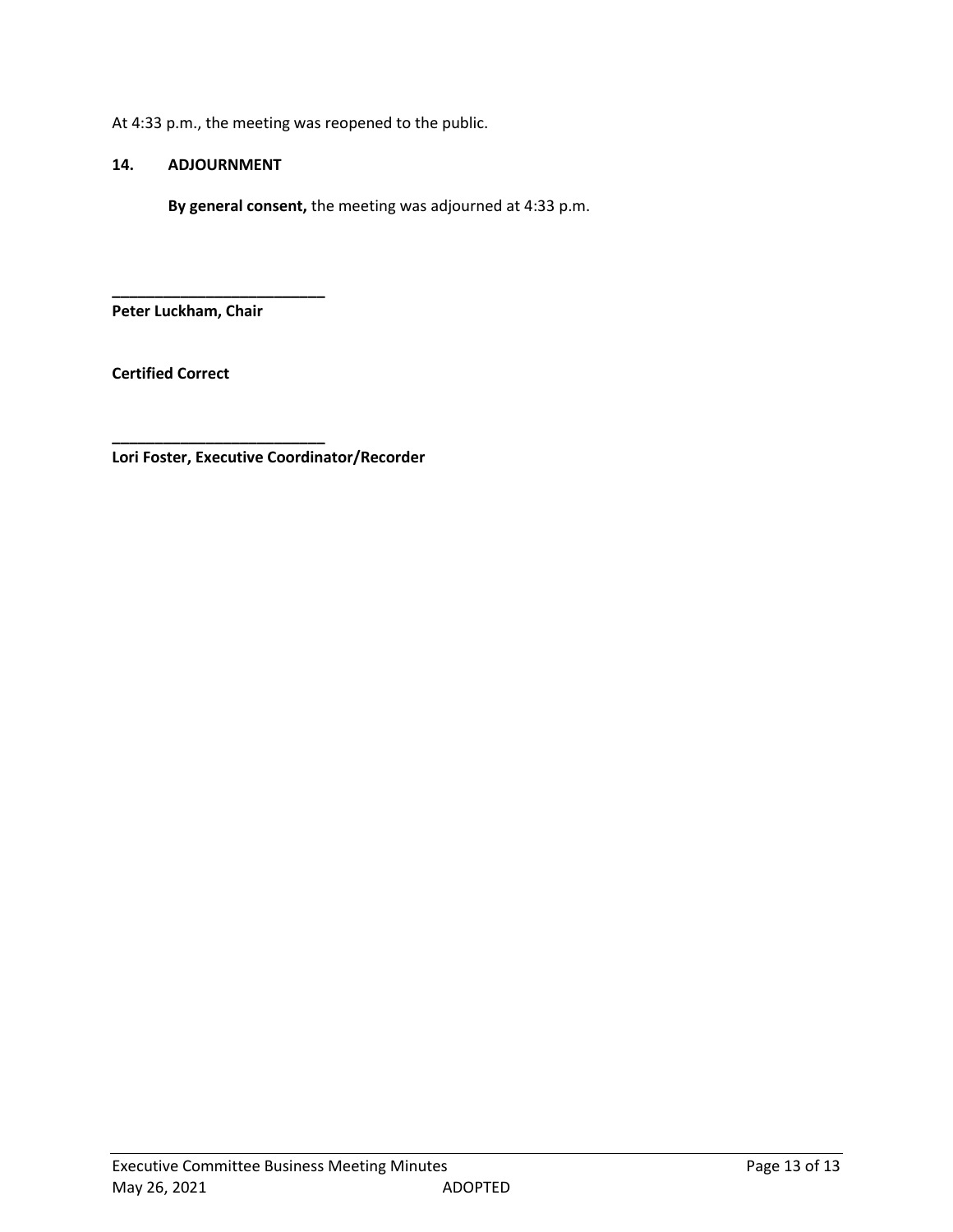At 4:33 p.m., the meeting was reopened to the public.

## 14. ADJOURNMENT

**By general consent,** the meeting was adjourned at 4:33 p.m.

\_\_\_\_\_\_\_\_\_\_\_\_\_\_\_\_\_\_\_\_\_\_\_\_\_\_

**Peter Luckham, Chair**

**Certified Correct**

\_\_\_\_\_\_\_\_\_\_\_\_\_\_\_\_\_\_\_\_\_\_\_\_\_\_

**Lori Foster, Executive Coordinator/Recorder**